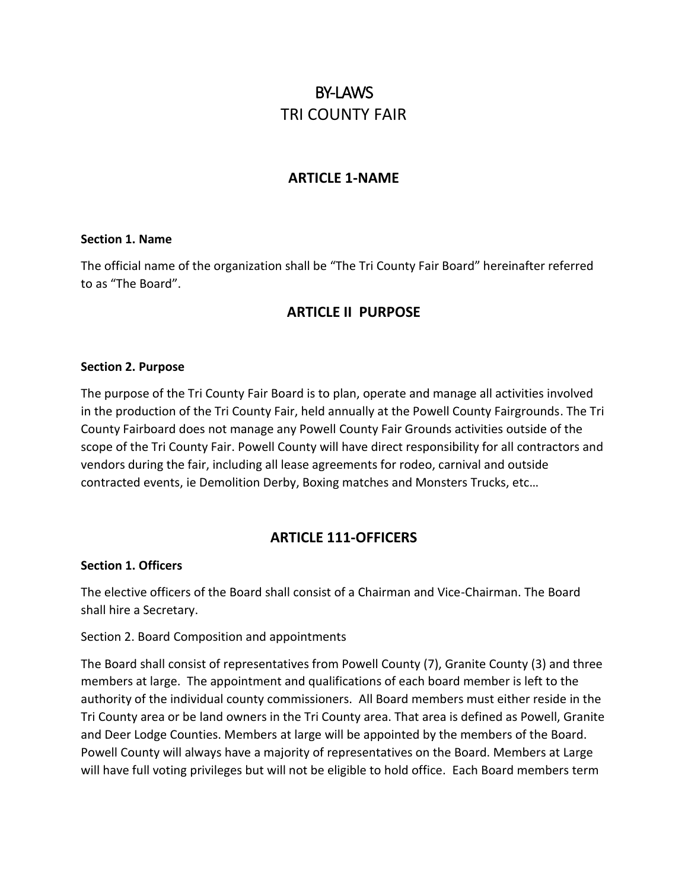# BY-LAWS
# TRI COUNTY FAIR

## ARTICLE 1-NAME

**Section 1. Name**

The official name of the organization shall be "The Tri County Fair Board" hereinafter referred to as "The Board".

## ARTICLE II PURPOSE

**Section 2. Purpose**

The purpose of the Tri County Fair Board is to plan, operate and manage all activities involved in the production of the Tri County Fair, held annually at the Powell County Fairgrounds. The Tri County Fairboard does not manage any Powell County Fair Grounds activities outside of the scope of the Tri County Fair. Powell County will have direct responsibility for all contractors and vendors during the fair, including all lease agreements for rodeo, carnival and outside contracted events, ie Demolition Derby, Boxing matches and Monsters Trucks, etc…

## ARTICLE 111-OFFICERS

**Section 1. Officers**

The elective officers of the Board shall consist of a Chairman and Vice-Chairman. The Board shall hire a Secretary.

Section 2. Board Composition and appointments

The Board shall consist of representatives from Powell County (7), Granite County (3) and three members at large. The appointment and qualifications of each board member is left to the authority of the individual county commissioners. All Board members must either reside in the Tri County area or be land owners in the Tri County area. That area is defined as Powell, Granite and Deer Lodge Counties. Members at large will be appointed by the members of the Board. Powell County will always have a majority of representatives on the Board. Members at Large will have full voting privileges but will not be eligible to hold office. Each Board members term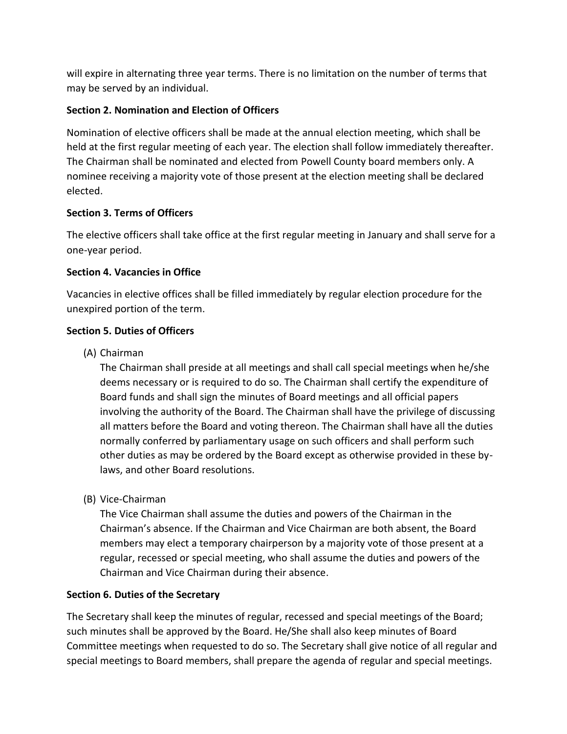will expire in alternating three year terms. There is no limitation on the number of terms that may be served by an individual.

**Section 2. Nomination and Election of Officers**

Nomination of elective officers shall be made at the annual election meeting, which shall be held at the first regular meeting of each year. The election shall follow immediately thereafter. The Chairman shall be nominated and elected from Powell County board members only. A nominee receiving a majority vote of those present at the election meeting shall be declared elected.

**Section 3. Terms of Officers**

The elective officers shall take office at the first regular meeting in January and shall serve for a one-year period.

**Section 4. Vacancies in Office**

Vacancies in elective offices shall be filled immediately by regular election procedure for the unexpired portion of the term.

**Section 5. Duties of Officers**

(A) Chairman

The Chairman shall preside at all meetings and shall call special meetings when he/she deems necessary or is required to do so. The Chairman shall certify the expenditure of Board funds and shall sign the minutes of Board meetings and all official papers involving the authority of the Board. The Chairman shall have the privilege of discussing all matters before the Board and voting thereon. The Chairman shall have all the duties normally conferred by parliamentary usage on such officers and shall perform such other duties as may be ordered by the Board except as otherwise provided in these by-laws, and other Board resolutions.

(B) Vice-Chairman

The Vice Chairman shall assume the duties and powers of the Chairman in the Chairman's absence. If the Chairman and Vice Chairman are both absent, the Board members may elect a temporary chairperson by a majority vote of those present at a regular, recessed or special meeting, who shall assume the duties and powers of the Chairman and Vice Chairman during their absence.

**Section 6. Duties of the Secretary**

The Secretary shall keep the minutes of regular, recessed and special meetings of the Board; such minutes shall be approved by the Board. He/She shall also keep minutes of Board Committee meetings when requested to do so. The Secretary shall give notice of all regular and special meetings to Board members, shall prepare the agenda of regular and special meetings.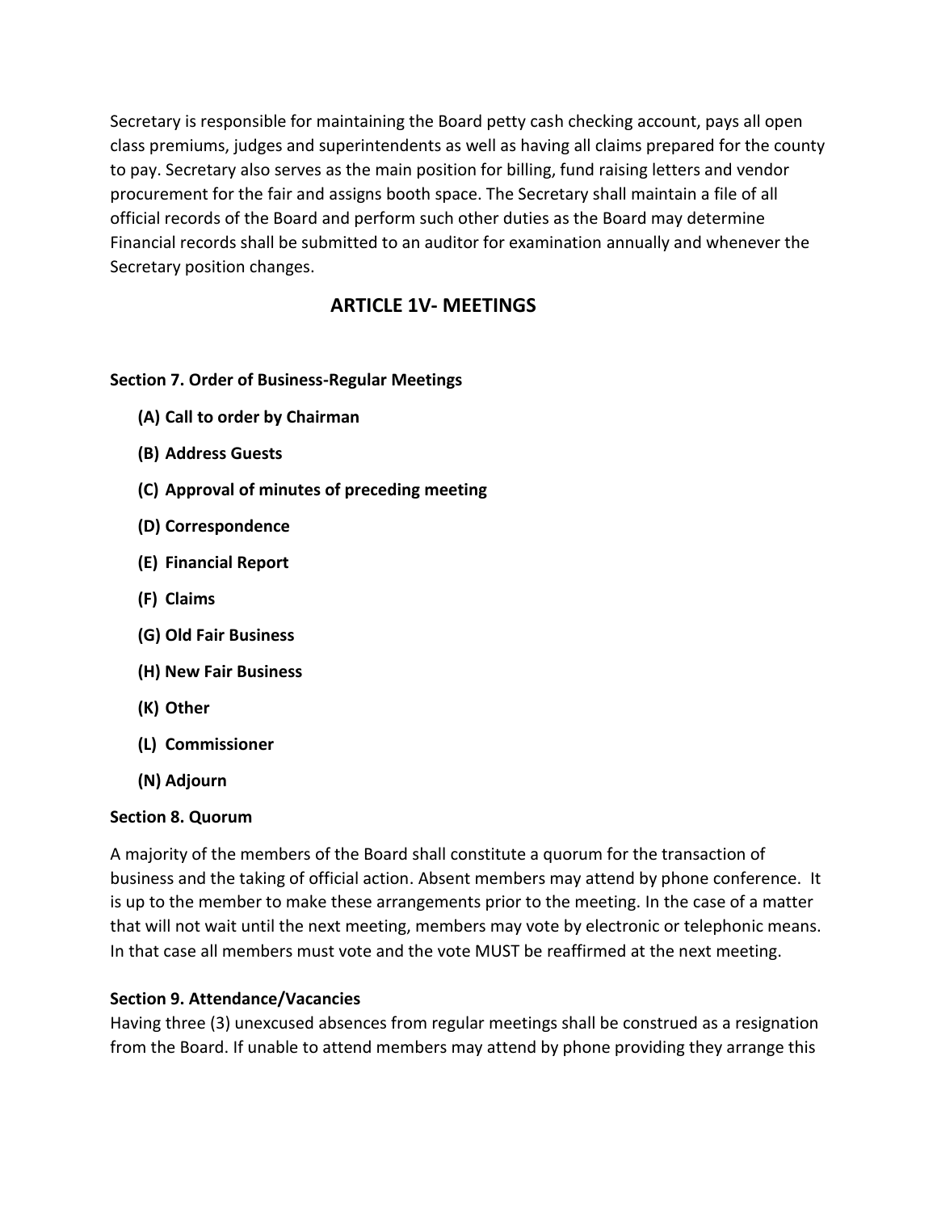Secretary is responsible for maintaining the Board petty cash checking account, pays all open class premiums, judges and superintendents as well as having all claims prepared for the county to pay. Secretary also serves as the main position for billing, fund raising letters and vendor procurement for the fair and assigns booth space. The Secretary shall maintain a file of all official records of the Board and perform such other duties as the Board may determine Financial records shall be submitted to an auditor for examination annually and whenever the Secretary position changes.

## ARTICLE 1V- MEETINGS

**Section 7. Order of Business-Regular Meetings**

- **(A) Call to order by Chairman**
- **(B) Address Guests**
- **(C) Approval of minutes of preceding meeting**
- **(D) Correspondence**
- **(E) Financial Report**
- **(F) Claims**
- **(G) Old Fair Business**
- **(H) New Fair Business**
- **(K) Other**
- **(L) Commissioner**
- **(N) Adjourn**

**Section 8. Quorum**

A majority of the members of the Board shall constitute a quorum for the transaction of business and the taking of official action. Absent members may attend by phone conference. It is up to the member to make these arrangements prior to the meeting. In the case of a matter that will not wait until the next meeting, members may vote by electronic or telephonic means. In that case all members must vote and the vote MUST be reaffirmed at the next meeting.

**Section 9. Attendance/Vacancies**

Having three (3) unexcused absences from regular meetings shall be construed as a resignation from the Board. If unable to attend members may attend by phone providing they arrange this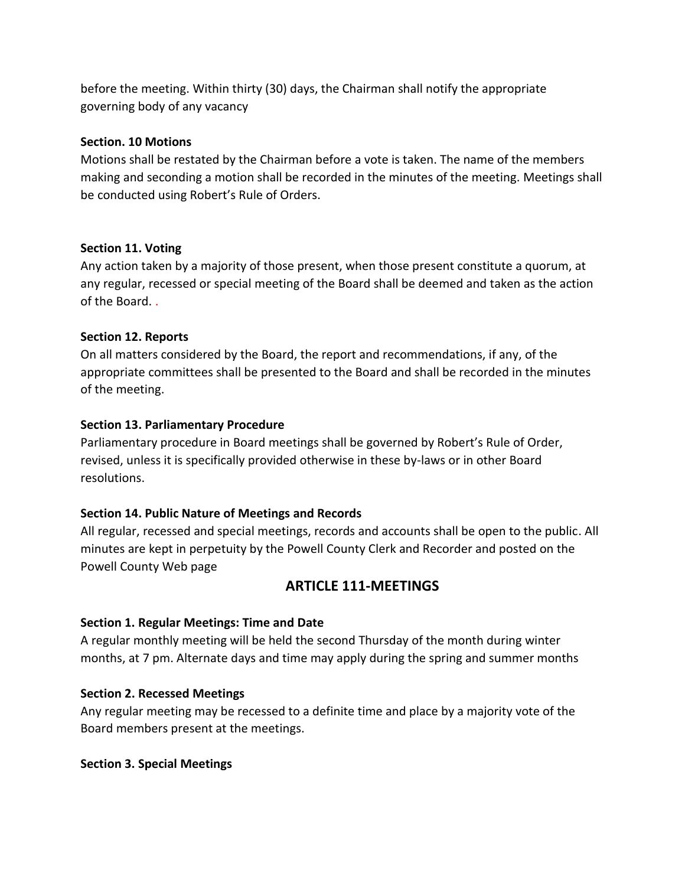before the meeting. Within thirty (30) days, the Chairman shall notify the appropriate governing body of any vacancy

**Section. 10 Motions**

Motions shall be restated by the Chairman before a vote is taken. The name of the members making and seconding a motion shall be recorded in the minutes of the meeting. Meetings shall be conducted using Robert's Rule of Orders.

**Section 11. Voting**

Any action taken by a majority of those present, when those present constitute a quorum, at any regular, recessed or special meeting of the Board shall be deemed and taken as the action of the Board. .

**Section 12. Reports**

On all matters considered by the Board, the report and recommendations, if any, of the appropriate committees shall be presented to the Board and shall be recorded in the minutes of the meeting.

**Section 13. Parliamentary Procedure**

Parliamentary procedure in Board meetings shall be governed by Robert's Rule of Order, revised, unless it is specifically provided otherwise in these by-laws or in other Board resolutions.

**Section 14. Public Nature of Meetings and Records**

All regular, recessed and special meetings, records and accounts shall be open to the public. All minutes are kept in perpetuity by the Powell County Clerk and Recorder and posted on the Powell County Web page

## ARTICLE 111-MEETINGS

**Section 1. Regular Meetings: Time and Date**

A regular monthly meeting will be held the second Thursday of the month during winter months, at 7 pm. Alternate days and time may apply during the spring and summer months

**Section 2. Recessed Meetings**

Any regular meeting may be recessed to a definite time and place by a majority vote of the Board members present at the meetings.

**Section 3. Special Meetings**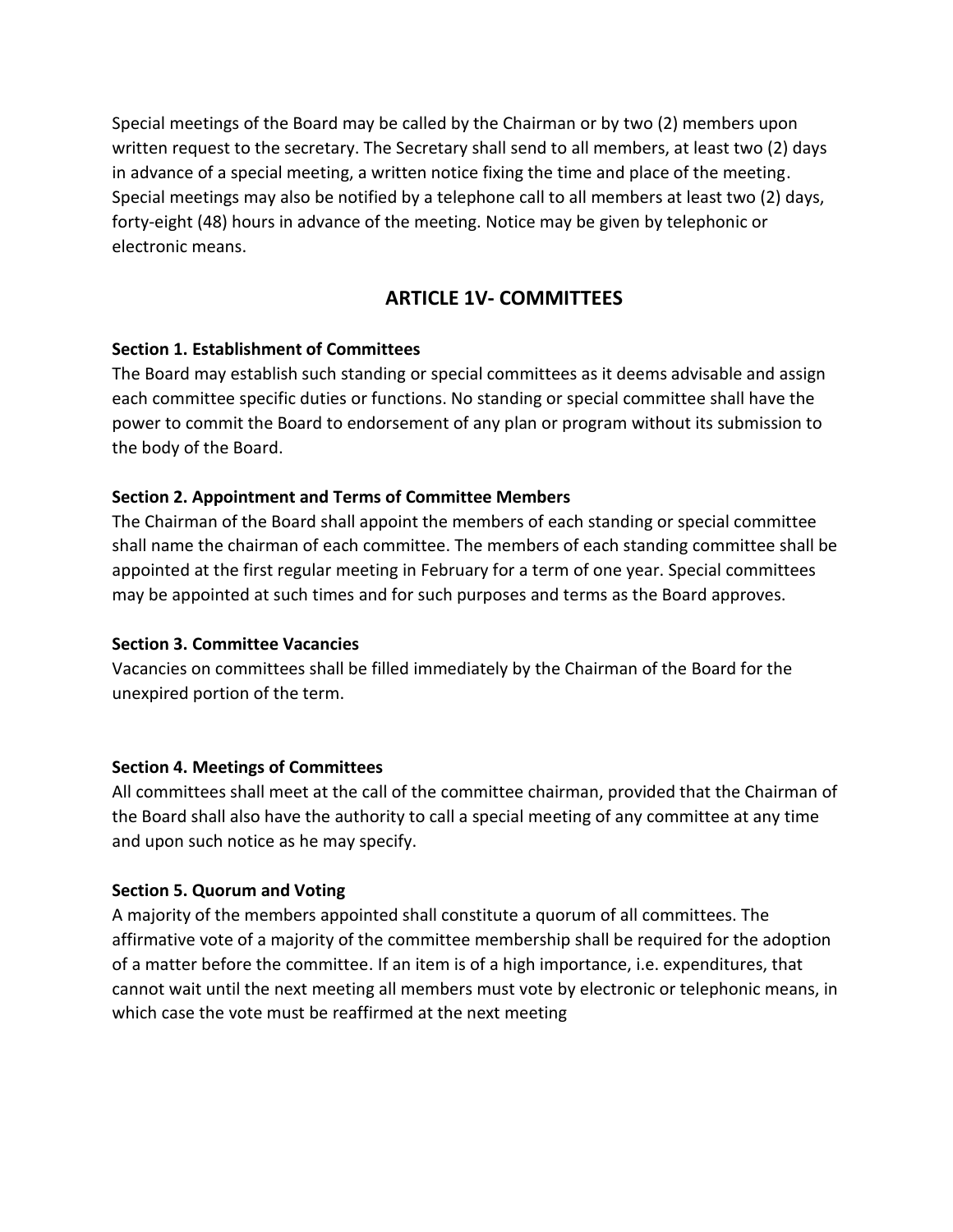Special meetings of the Board may be called by the Chairman or by two (2) members upon written request to the secretary. The Secretary shall send to all members, at least two (2) days in advance of a special meeting, a written notice fixing the time and place of the meeting. Special meetings may also be notified by a telephone call to all members at least two (2) days, forty-eight (48) hours in advance of the meeting. Notice may be given by telephonic or electronic means.

## ARTICLE 1V- COMMITTEES

**Section 1. Establishment of Committees**
The Board may establish such standing or special committees as it deems advisable and assign each committee specific duties or functions. No standing or special committee shall have the power to commit the Board to endorsement of any plan or program without its submission to the body of the Board.

**Section 2. Appointment and Terms of Committee Members**
The Chairman of the Board shall appoint the members of each standing or special committee shall name the chairman of each committee. The members of each standing committee shall be appointed at the first regular meeting in February for a term of one year. Special committees may be appointed at such times and for such purposes and terms as the Board approves.

**Section 3. Committee Vacancies**
Vacancies on committees shall be filled immediately by the Chairman of the Board for the unexpired portion of the term.

**Section 4. Meetings of Committees**
All committees shall meet at the call of the committee chairman, provided that the Chairman of the Board shall also have the authority to call a special meeting of any committee at any time and upon such notice as he may specify.

**Section 5. Quorum and Voting**
A majority of the members appointed shall constitute a quorum of all committees. The affirmative vote of a majority of the committee membership shall be required for the adoption of a matter before the committee. If an item is of a high importance, i.e. expenditures, that cannot wait until the next meeting all members must vote by electronic or telephonic means, in which case the vote must be reaffirmed at the next meeting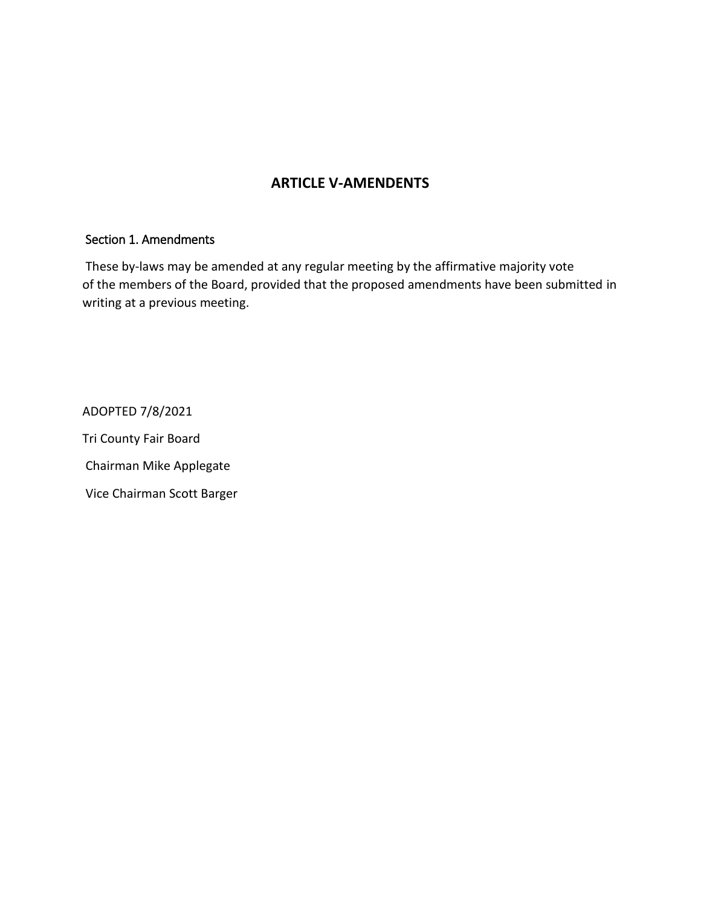## ARTICLE V-AMENDENTS

### Section 1. Amendments

These by-laws may be amended at any regular meeting by the affirmative majority vote of the members of the Board, provided that the proposed amendments have been submitted in writing at a previous meeting.

ADOPTED 7/8/2021

Tri County Fair Board

Chairman Mike Applegate

Vice Chairman Scott Barger